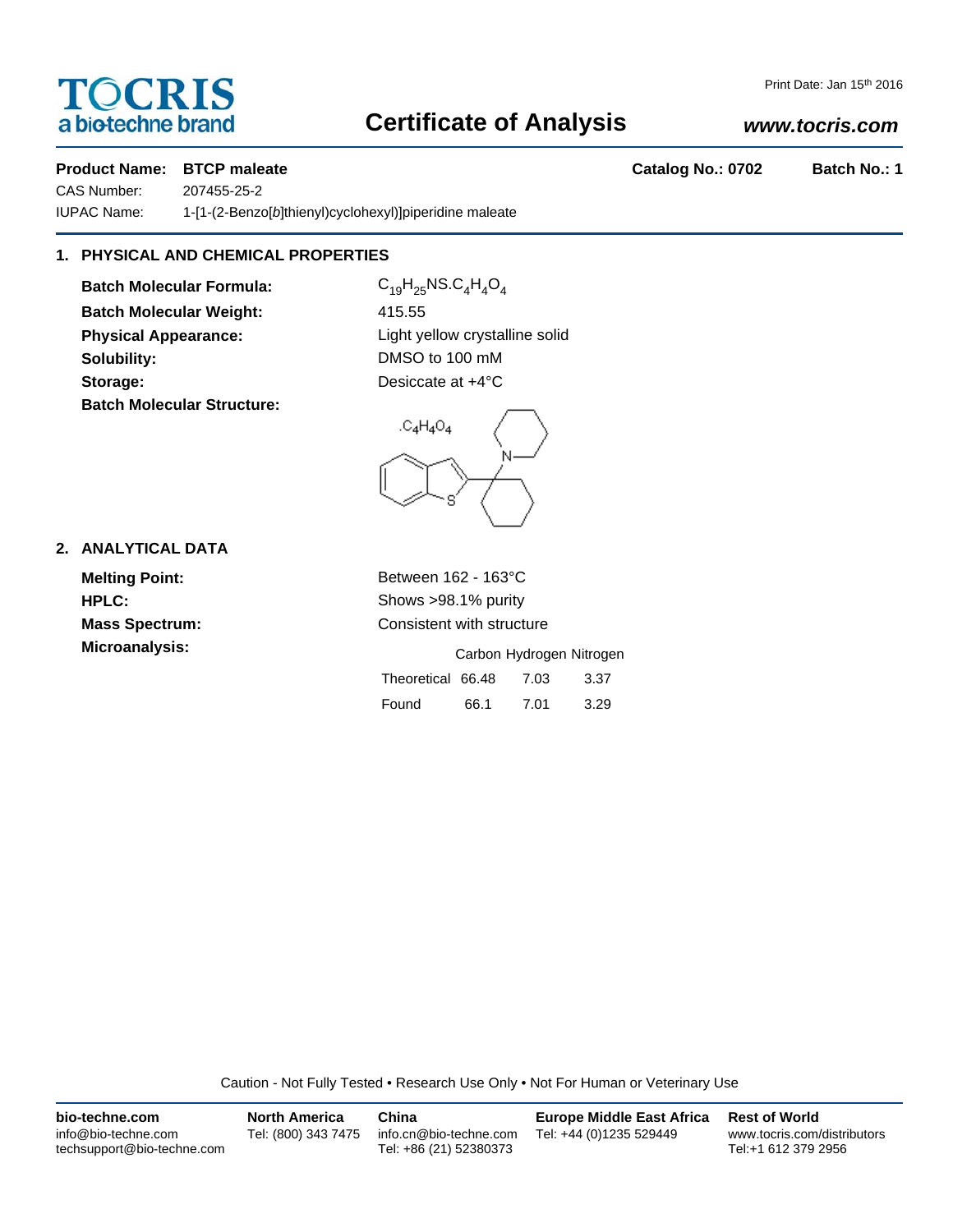Print Date: Jan 15th 2016

# TOCRIS
a biotechne brand

# Certificate of Analysis

***www.tocris.com***

**Product Name: BTCP maleate** **Catalog No.: 0702** **Batch No.: 1**

CAS Number: 207455-25-2

IUPAC Name: 1-[1-(2-Benzo[*b*]thienyl)cyclohexyl)]piperidine maleate

## 1. PHYSICAL AND CHEMICAL PROPERTIES

**Batch Molecular Formula:** $C_{19}H_{25}NS.C_4H_4O_4$

**Batch Molecular Weight:** 415.55

**Physical Appearance:** Light yellow crystalline solid

**Solubility:** DMSO to 100 mM

**Storage:** Desiccate at +4°C

**Batch Molecular Structure:**

## 2. ANALYTICAL DATA

**Melting Point:** Between 162 - 163°C

**HPLC:** Shows >98.1% purity

**Mass Spectrum:** Consistent with structure

**Microanalysis:**

| | Carbon | Hydrogen | Nitrogen |
|---|---|---|---|
| Theoretical | 66.48 | 7.03 | 3.37 |
| Found | 66.1 | 7.01 | 3.29 |

Caution - Not Fully Tested • Research Use Only • Not For Human or Veterinary Use

**bio-techne.com**
info@bio-techne.com
techsupport@bio-techne.com

**North America**
Tel: (800) 343 7475

**China**
info.cn@bio-techne.com
Tel: +86 (21) 52380373

**Europe Middle East Africa**
Tel: +44 (0)1235 529449

**Rest of World**
www.tocris.com/distributors
Tel:+1 612 379 2956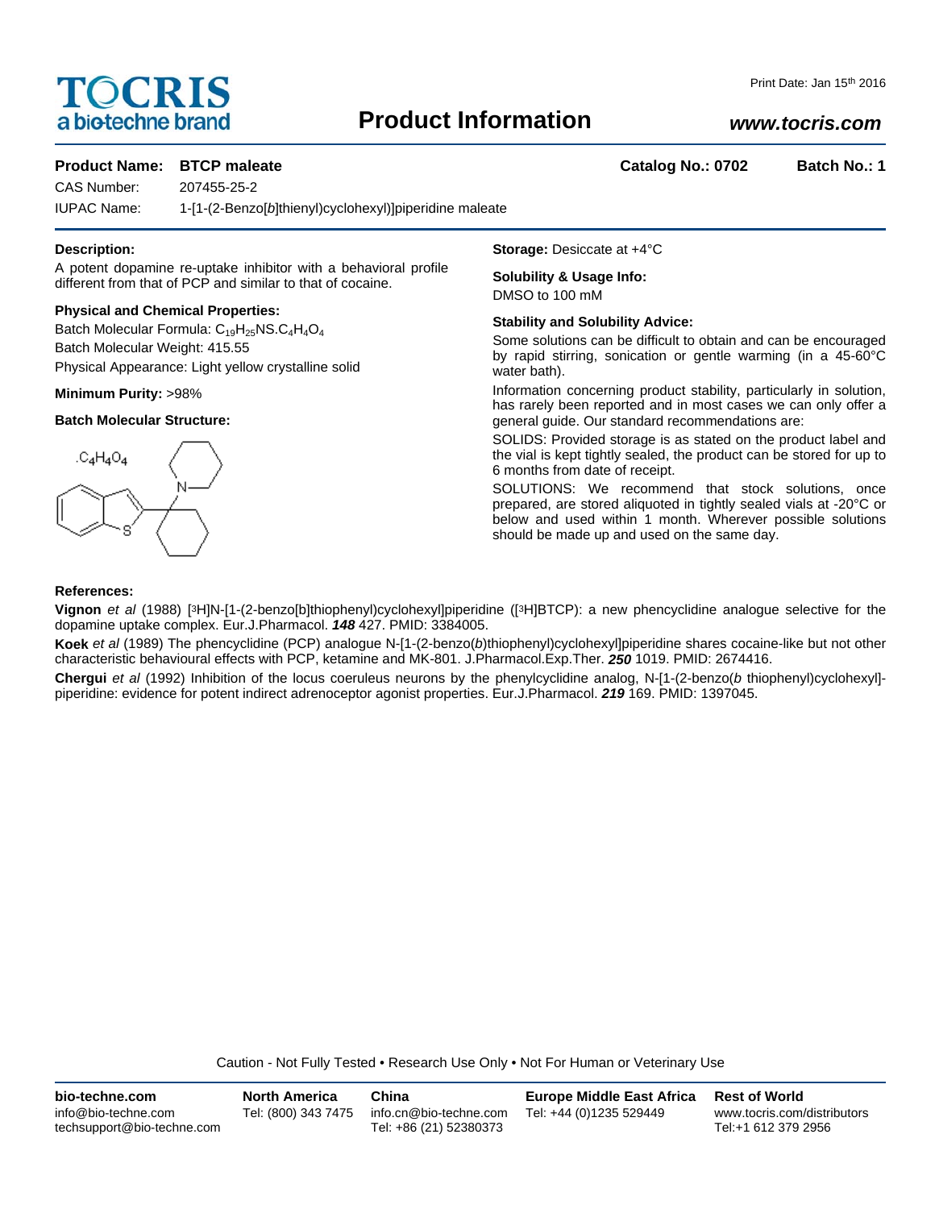# Product Information

**Product Name:** **BTCP maleate** **Catalog No.: 0702** **Batch No.: 1**

CAS Number: 207455-25-2

IUPAC Name: 1-[1-(2-Benzo[*b*]thienyl)cyclohexyl)]piperidine maleate

**Description:**

A potent dopamine re-uptake inhibitor with a behavioral profile different from that of PCP and similar to that of cocaine.

**Physical and Chemical Properties:**

Batch Molecular Formula: $C_{19}H_{25}NS.C_4H_4O_4$

Batch Molecular Weight: 415.55

Physical Appearance: Light yellow crystalline solid

**Minimum Purity:** >98%

**Batch Molecular Structure:**

$.C_4H_4O_4$

N

S

**Storage:** Desiccate at +4°C

**Solubility & Usage Info:**

DMSO to 100 mM

**Stability and Solubility Advice:**

Some solutions can be difficult to obtain and can be encouraged by rapid stirring, sonication or gentle warming (in a 45-60°C water bath).

Information concerning product stability, particularly in solution, has rarely been reported and in most cases we can only offer a general guide. Our standard recommendations are:

SOLIDS: Provided storage is as stated on the product label and the vial is kept tightly sealed, the product can be stored for up to 6 months from date of receipt.

SOLUTIONS: We recommend that stock solutions, once prepared, are stored aliquoted in tightly sealed vials at -20°C or below and used within 1 month. Wherever possible solutions should be made up and used on the same day.

**References:**

**Vignon** *et al* (1988) [3H]N-[1-(2-benzo[b]thiophenyl)cyclohexyl]piperidine ([3H]BTCP): a new phencyclidine analogue selective for the dopamine uptake complex. Eur.J.Pharmacol. ***148*** 427. PMID: 3384005.

**Koek** *et al* (1989) The phencyclidine (PCP) analogue N-[1-(2-benzo(*b*)thiophenyl)cyclohexyl]piperidine shares cocaine-like but not other characteristic behavioural effects with PCP, ketamine and MK-801. J.Pharmacol.Exp.Ther. ***250*** 1019. PMID: 2674416.

**Chergui** *et al* (1992) Inhibition of the locus coeruleus neurons by the phenylcyclidine analog, N-[1-(2-benzo(*b* thiophenyl)cyclohexyl]-piperidine: evidence for potent indirect adrenoceptor agonist properties. Eur.J.Pharmacol. ***219*** 169. PMID: 1397045.

Caution - Not Fully Tested • Research Use Only • Not For Human or Veterinary Use

**bio-techne.com**
info@bio-techne.com
techsupport@bio-techne.com

**North America**
Tel: (800) 343 7475

**China**
info.cn@bio-techne.com
Tel: +86 (21) 52380373

**Europe Middle East Africa**
Tel: +44 (0)1235 529449

**Rest of World**
www.tocris.com/distributors
Tel:+1 612 379 2956